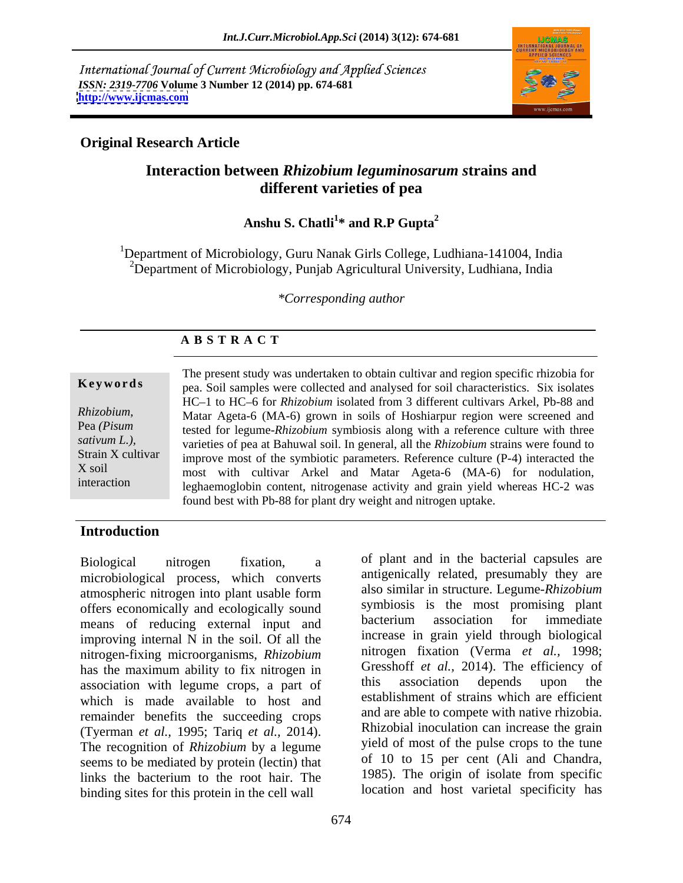International Journal of Current Microbiology and Applied Sciences
*ISSN: 2319-7706* **Volume 3 Number 12 (2014) pp. 674-681**
**http://www.ijcmas.com**

**Original Research Article**

# Interaction between *Rhizobium leguminosarum s*trains and different varieties of pea

**Anshu S. Chatli[1]* and R.P Gupta[2]**

[1]Department of Microbiology, Guru Nanak Girls College, Ludhiana-141004, India
[2]Department of Microbiology, Punjab Agricultural University, Ludhiana, India

*\*Corresponding author*

**A B S T R A C T**

**Keywords**

*Rhizobium*, Pea *(Pisum sativum L.)*, Strain X cultivar X soil interaction

The present study was undertaken to obtain cultivar and region specific rhizobia for pea. Soil samples were collected and analysed for soil characteristics. Six isolates HC–1 to HC–6 for *Rhizobium* isolated from 3 different cultivars Arkel, Pb-88 and Matar Ageta-6 (MA-6) grown in soils of Hoshiarpur region were screened and tested for legume-*Rhizobium* symbiosis along with a reference culture with three varieties of pea at Bahuwal soil. In general, all the *Rhizobium* strains were found to improve most of the symbiotic parameters. Reference culture (P-4) interacted the most with cultivar Arkel and Matar Ageta-6 (MA-6) for nodulation, leghaemoglobin content, nitrogenase activity and grain yield whereas HC-2 was found best with Pb-88 for plant dry weight and nitrogen uptake.

## Introduction

Biological nitrogen fixation, a microbiological process, which converts atmospheric nitrogen into plant usable form offers economically and ecologically sound means of reducing external input and improving internal N in the soil. Of all the nitrogen-fixing microorganisms, *Rhizobium* has the maximum ability to fix nitrogen in association with legume crops, a part of which is made available to host and remainder benefits the succeeding crops (Tyerman *et al.,* 1995; Tariq *et al.,* 2014). The recognition of *Rhizobium* by a legume seems to be mediated by protein (lectin) that links the bacterium to the root hair. The binding sites for this protein in the cell wall of plant and in the bacterial capsules are antigenically related, presumably they are also similar in structure. Legume-*Rhizobium* symbiosis is the most promising plant bacterium association for immediate increase in grain yield through biological nitrogen fixation (Verma *et al.,* 1998; Gresshoff *et al.,* 2014). The efficiency of this association depends upon the establishment of strains which are efficient and are able to compete with native rhizobia. Rhizobial inoculation can increase the grain yield of most of the pulse crops to the tune of 10 to 15 per cent (Ali and Chandra, 1985). The origin of isolate from specific location and host varietal specificity has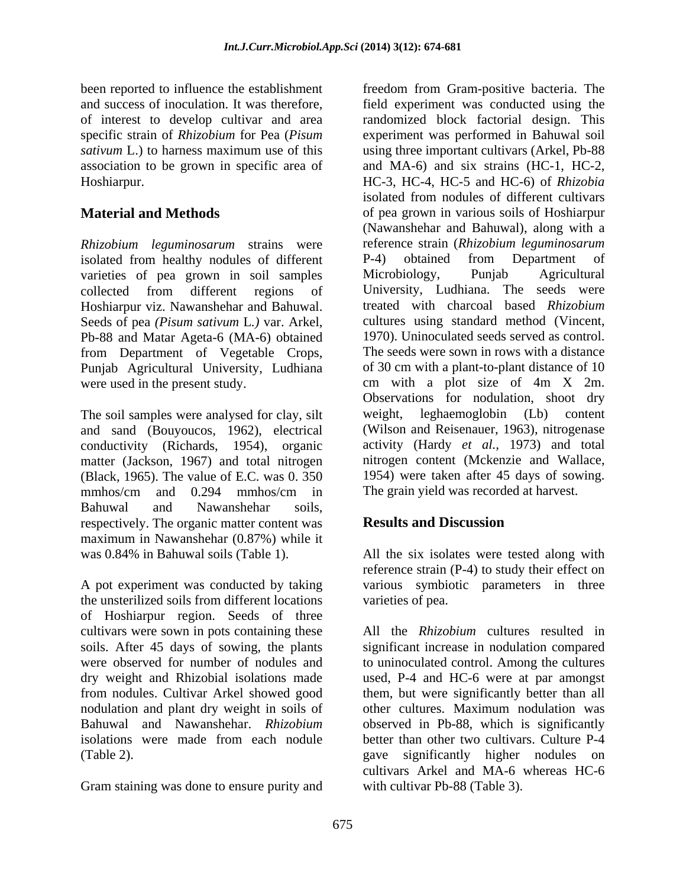been reported to influence the establishment and success of inoculation. It was therefore, of interest to develop cultivar and area specific strain of *Rhizobium* for Pea (*Pisum sativum* L.) to harness maximum use of this association to be grown in specific area of Hoshiarpur.

## Material and Methods

*Rhizobium leguminosarum* strains were isolated from healthy nodules of different varieties of pea grown in soil samples collected from different regions of Hoshiarpur viz. Nawanshehar and Bahuwal. Seeds of pea *(Pisum sativum* L.*)* var. Arkel, Pb-88 and Matar Ageta-6 (MA-6) obtained from Department of Vegetable Crops, Punjab Agricultural University, Ludhiana were used in the present study.

The soil samples were analysed for clay, silt and sand (Bouyoucos, 1962), electrical conductivity (Richards, 1954), organic matter (Jackson, 1967) and total nitrogen (Black, 1965). The value of E.C. was 0. 350 mmhos/cm and 0.294 mmhos/cm in Bahuwal and Nawanshehar soils, respectively. The organic matter content was maximum in Nawanshehar (0.87%) while it was 0.84% in Bahuwal soils (Table 1).

A pot experiment was conducted by taking the unsterilized soils from different locations of Hoshiarpur region. Seeds of three cultivars were sown in pots containing these soils. After 45 days of sowing, the plants were observed for number of nodules and dry weight and Rhizobial isolations made from nodules. Cultivar Arkel showed good nodulation and plant dry weight in soils of Bahuwal and Nawanshehar. *Rhizobium* isolations were made from each nodule (Table 2).

Gram staining was done to ensure purity and freedom from Gram-positive bacteria. The field experiment was conducted using the randomized block factorial design. This experiment was performed in Bahuwal soil using three important cultivars (Arkel, Pb-88 and MA-6) and six strains (HC-1, HC-2, HC-3, HC-4, HC-5 and HC-6) of *Rhizobia* isolated from nodules of different cultivars of pea grown in various soils of Hoshiarpur (Nawanshehar and Bahuwal), along with a reference strain (*Rhizobium leguminosarum* P-4) obtained from Department of Microbiology, Punjab Agricultural University, Ludhiana. The seeds were treated with charcoal based *Rhizobium* cultures using standard method (Vincent, 1970). Uninoculated seeds served as control. The seeds were sown in rows with a distance of 30 cm with a plant-to-plant distance of 10 cm with a plot size of 4m X 2m. Observations for nodulation, shoot dry weight, leghaemoglobin (Lb) content (Wilson and Reisenauer, 1963), nitrogenase activity (Hardy *et al.*, 1973) and total nitrogen content (Mckenzie and Wallace, 1954) were taken after 45 days of sowing. The grain yield was recorded at harvest.

## Results and Discussion

All the six isolates were tested along with reference strain (P-4) to study their effect on various symbiotic parameters in three varieties of pea.

All the *Rhizobium* cultures resulted in significant increase in nodulation compared to uninoculated control. Among the cultures used, P-4 and HC-6 were at par amongst them, but were significantly better than all other cultures. Maximum nodulation was observed in Pb-88, which is significantly better than other two cultivars. Culture P-4 gave significantly higher nodules on cultivars Arkel and MA-6 whereas HC-6 with cultivar Pb-88 (Table 3).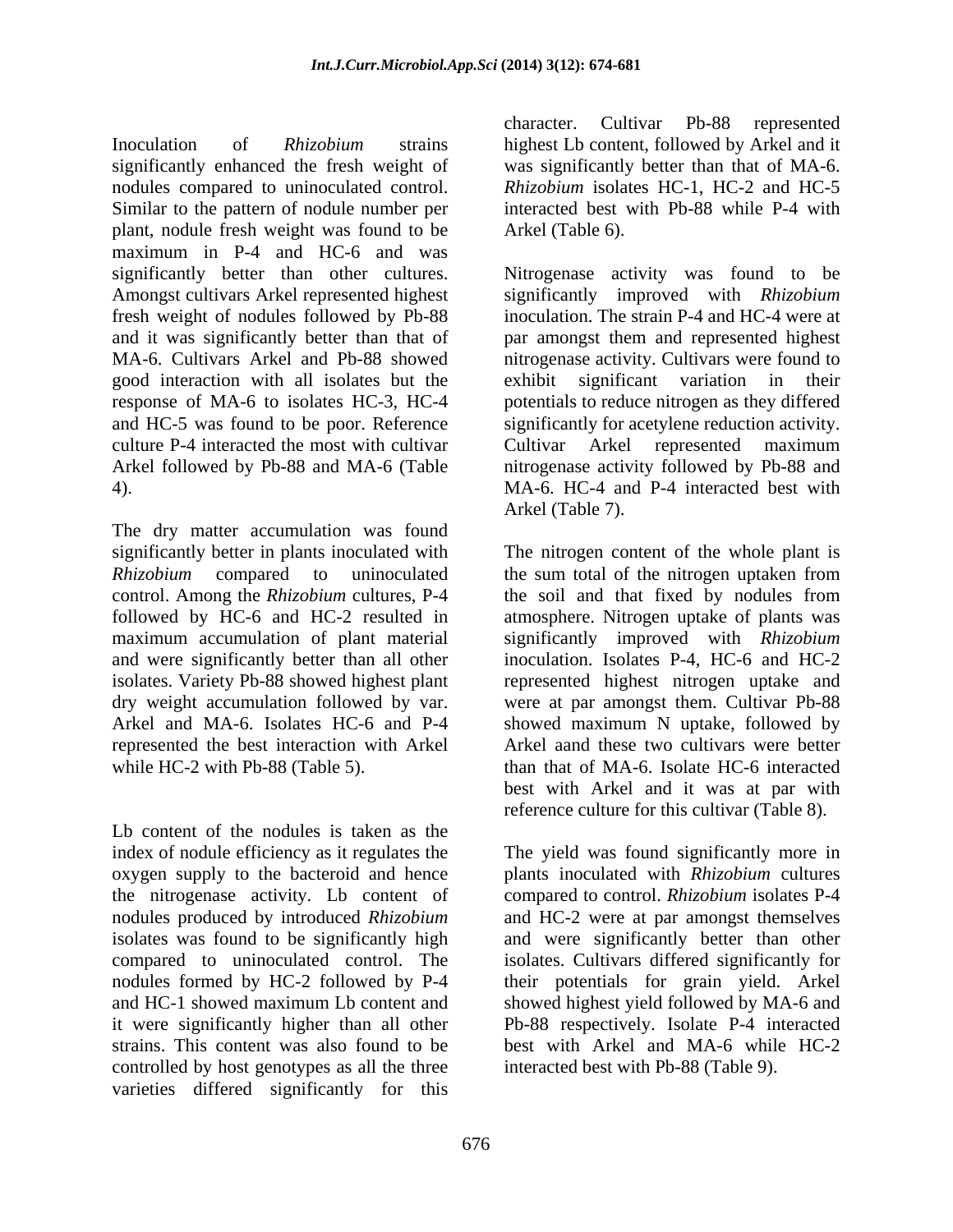Inoculation of *Rhizobium* strains significantly enhanced the fresh weight of nodules compared to uninoculated control. Similar to the pattern of nodule number per plant, nodule fresh weight was found to be maximum in P-4 and HC-6 and was significantly better than other cultures. Amongst cultivars Arkel represented highest fresh weight of nodules followed by Pb-88 and it was significantly better than that of MA-6. Cultivars Arkel and Pb-88 showed good interaction with all isolates but the response of MA-6 to isolates HC-3, HC-4 and HC-5 was found to be poor. Reference culture P-4 interacted the most with cultivar Arkel followed by Pb-88 and MA-6 (Table 4).

The dry matter accumulation was found significantly better in plants inoculated with *Rhizobium* compared to uninoculated control. Among the *Rhizobium* cultures, P-4 followed by HC-6 and HC-2 resulted in maximum accumulation of plant material and were significantly better than all other isolates. Variety Pb-88 showed highest plant dry weight accumulation followed by var. Arkel and MA-6. Isolates HC-6 and P-4 represented the best interaction with Arkel while HC-2 with Pb-88 (Table 5).

Lb content of the nodules is taken as the index of nodule efficiency as it regulates the oxygen supply to the bacteroid and hence the nitrogenase activity. Lb content of nodules produced by introduced *Rhizobium* isolates was found to be significantly high compared to uninoculated control. The nodules formed by HC-2 followed by P-4 and HC-1 showed maximum Lb content and it were significantly higher than all other strains. This content was also found to be controlled by host genotypes as all the three varieties differed significantly for this character. Cultivar Pb-88 represented highest Lb content, followed by Arkel and it was significantly better than that of MA-6. *Rhizobium* isolates HC-1, HC-2 and HC-5 interacted best with Pb-88 while P-4 with Arkel (Table 6).

Nitrogenase activity was found to be significantly improved with *Rhizobium* inoculation. The strain P-4 and HC-4 were at par amongst them and represented highest nitrogenase activity. Cultivars were found to exhibit significant variation in their potentials to reduce nitrogen as they differed significantly for acetylene reduction activity. Cultivar Arkel represented maximum nitrogenase activity followed by Pb-88 and MA-6. HC-4 and P-4 interacted best with Arkel (Table 7).

The nitrogen content of the whole plant is the sum total of the nitrogen uptaken from the soil and that fixed by nodules from atmosphere. Nitrogen uptake of plants was significantly improved with *Rhizobium* inoculation. Isolates P-4, HC-6 and HC-2 represented highest nitrogen uptake and were at par amongst them. Cultivar Pb-88 showed maximum N uptake, followed by Arkel aand these two cultivars were better than that of MA-6. Isolate HC-6 interacted best with Arkel and it was at par with reference culture for this cultivar (Table 8).

The yield was found significantly more in plants inoculated with *Rhizobium* cultures compared to control. *Rhizobium* isolates P-4 and HC-2 were at par amongst themselves and were significantly better than other isolates. Cultivars differed significantly for their potentials for grain yield. Arkel showed highest yield followed by MA-6 and Pb-88 respectively. Isolate P-4 interacted best with Arkel and MA-6 while HC-2 interacted best with Pb-88 (Table 9).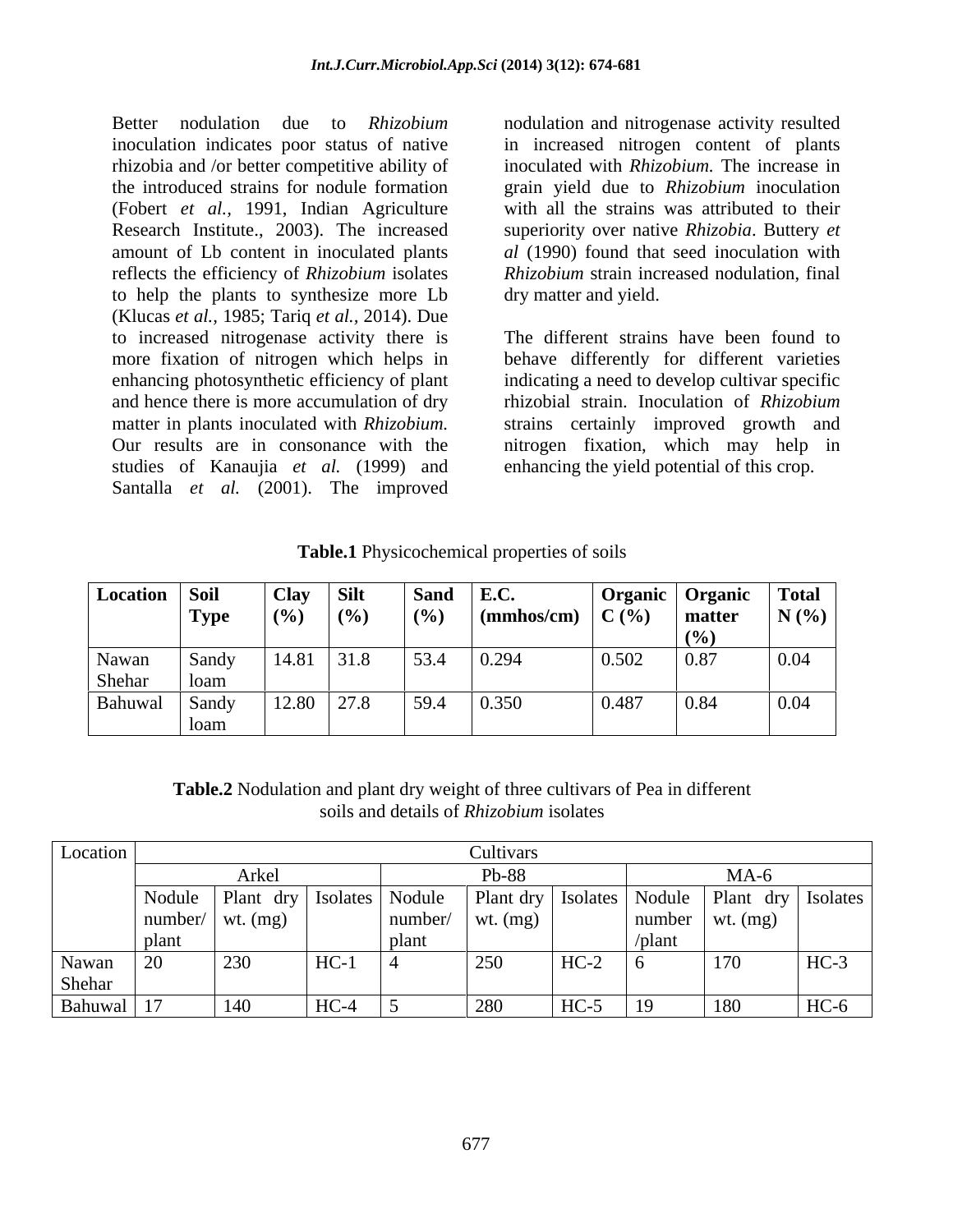Better nodulation due to *Rhizobium* inoculation indicates poor status of native rhizobia and /or better competitive ability of the introduced strains for nodule formation (Fobert *et al.,* 1991, Indian Agriculture Research Institute., 2003). The increased amount of Lb content in inoculated plants reflects the efficiency of *Rhizobium* isolates to help the plants to synthesize more Lb (Klucas *et al.,* 1985; Tariq *et al.,* 2014). Due to increased nitrogenase activity there is more fixation of nitrogen which helps in enhancing photosynthetic efficiency of plant and hence there is more accumulation of dry matter in plants inoculated with *Rhizobium.* Our results are in consonance with the studies of Kanaujia *et al.* (1999) and Santalla *et al.* (2001). The improved nodulation and nitrogenase activity resulted in increased nitrogen content of plants inoculated with *Rhizobium.* The increase in grain yield due to *Rhizobium* inoculation with all the strains was attributed to their superiority over native *Rhizobia*. Buttery *et al* (1990) found that seed inoculation with *Rhizobium* strain increased nodulation, final dry matter and yield.

The different strains have been found to behave differently for different varieties indicating a need to develop cultivar specific rhizobial strain. Inoculation of *Rhizobium* strains certainly improved growth and nitrogen fixation, which may help in enhancing the yield potential of this crop.

**Table.1** Physicochemical properties of soils

| Location | Soil Type | Clay (%) | Silt (%) | Sand (%) | E.C. (mmhos/cm) | Organic C (%) | Organic matter (%) | Total N (%) |
|---|---|---|---|---|---|---|---|---|
| Nawan Shehar | Sandy loam | 14.81 | 31.8 | 53.4 | 0.294 | 0.502 | 0.87 | 0.04 |
| Bahuwal | Sandy loam | 12.80 | 27.8 | 59.4 | 0.350 | 0.487 | 0.84 | 0.04 |

**Table.2** Nodulation and plant dry weight of three cultivars of Pea in different soils and details of *Rhizobium* isolates

| Location | Cultivars | | | | | | | | |
|---|---|---|---|---|---|---|---|---|---|
| | Arkel | | | Pb-88 | | | MA-6 | | |
| | Nodule number/ plant | Plant dry wt. (mg) | Isolates | Nodule number/ plant | Plant dry wt. (mg) | Isolates | Nodule number /plant | Plant dry wt. (mg) | Isolates |
| Nawan Shehar | 20 | 230 | HC-1 | 4 | 250 | HC-2 | 6 | 170 | HC-3 |
| Bahuwal | 17 | 140 | HC-4 | 5 | 280 | HC-5 | 19 | 180 | HC-6 |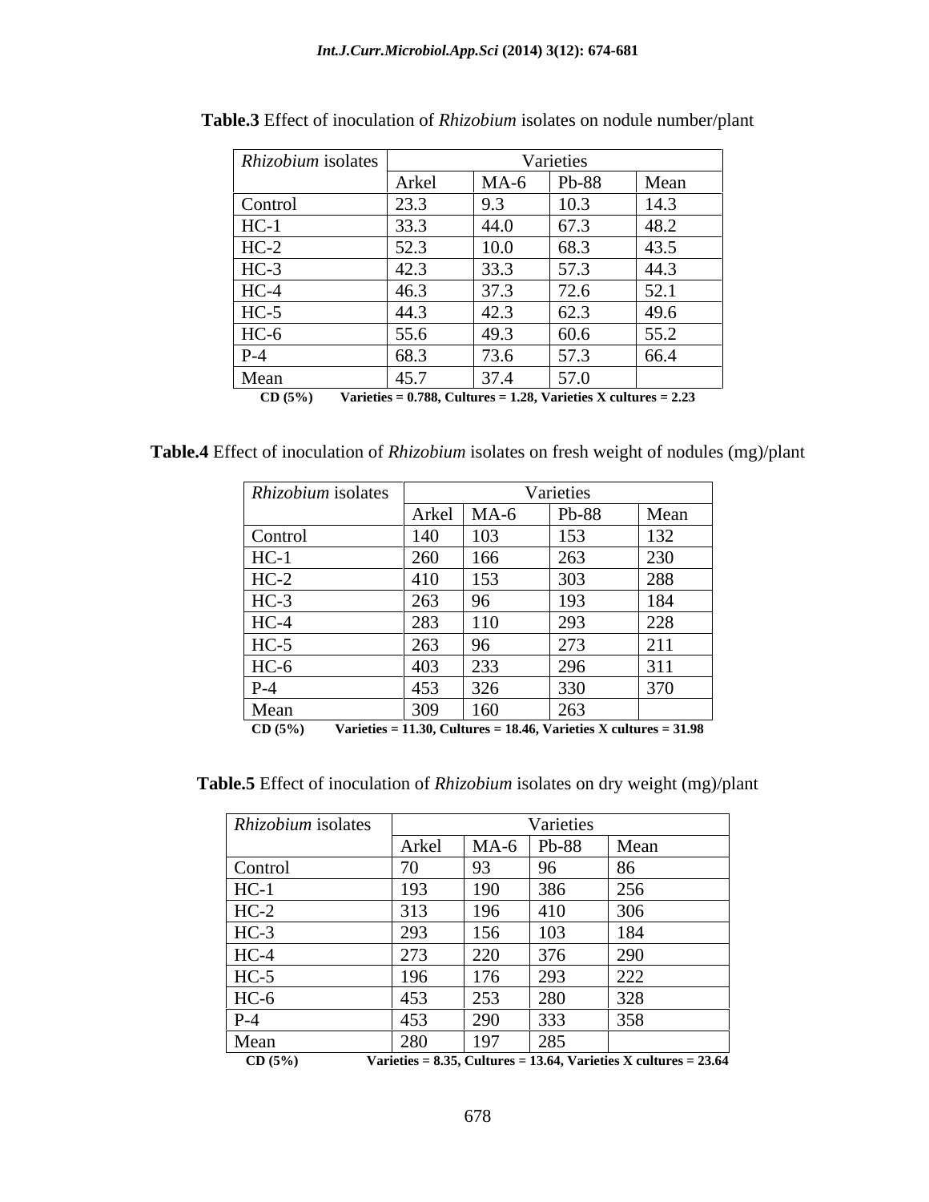**Table.3** Effect of inoculation of *Rhizobium* isolates on nodule number/plant

| *Rhizobium* isolates | Varieties | | | |
|---|---|---|---|---|
| | Arkel | MA-6 | Pb-88 | Mean |
| Control | 23.3 | 9.3 | 10.3 | 14.3 |
| HC-1 | 33.3 | 44.0 | 67.3 | 48.2 |
| HC-2 | 52.3 | 10.0 | 68.3 | 43.5 |
| HC-3 | 42.3 | 33.3 | 57.3 | 44.3 |
| HC-4 | 46.3 | 37.3 | 72.6 | 52.1 |
| HC-5 | 44.3 | 42.3 | 62.3 | 49.6 |
| HC-6 | 55.6 | 49.3 | 60.6 | 55.2 |
| P-4 | 68.3 | 73.6 | 57.3 | 66.4 |
| Mean | 45.7 | 37.4 | 57.0 | |

**CD (5%)** **Varieties = 0.788, Cultures = 1.28, Varieties X cultures = 2.23**

**Table.4** Effect of inoculation of *Rhizobium* isolates on fresh weight of nodules (mg)/plant

| *Rhizobium* isolates | Varieties | | | |
|---|---|---|---|---|
| | Arkel | MA-6 | Pb-88 | Mean |
| Control | 140 | 103 | 153 | 132 |
| HC-1 | 260 | 166 | 263 | 230 |
| HC-2 | 410 | 153 | 303 | 288 |
| HC-3 | 263 | 96 | 193 | 184 |
| HC-4 | 283 | 110 | 293 | 228 |
| HC-5 | 263 | 96 | 273 | 211 |
| HC-6 | 403 | 233 | 296 | 311 |
| P-4 | 453 | 326 | 330 | 370 |
| Mean | 309 | 160 | 263 | |

**CD (5%)** **Varieties = 11.30, Cultures = 18.46, Varieties X cultures = 31.98**

**Table.5** Effect of inoculation of *Rhizobium* isolates on dry weight (mg)/plant

| *Rhizobium* isolates | Varieties | | | |
|---|---|---|---|---|
| | Arkel | MA-6 | Pb-88 | Mean |
| Control | 70 | 93 | 96 | 86 |
| HC-1 | 193 | 190 | 386 | 256 |
| HC-2 | 313 | 196 | 410 | 306 |
| HC-3 | 293 | 156 | 103 | 184 |
| HC-4 | 273 | 220 | 376 | 290 |
| HC-5 | 196 | 176 | 293 | 222 |
| HC-6 | 453 | 253 | 280 | 328 |
| P-4 | 453 | 290 | 333 | 358 |
| Mean | 280 | 197 | 285 | |

**CD (5%)** **Varieties = 8.35, Cultures = 13.64, Varieties X cultures = 23.64**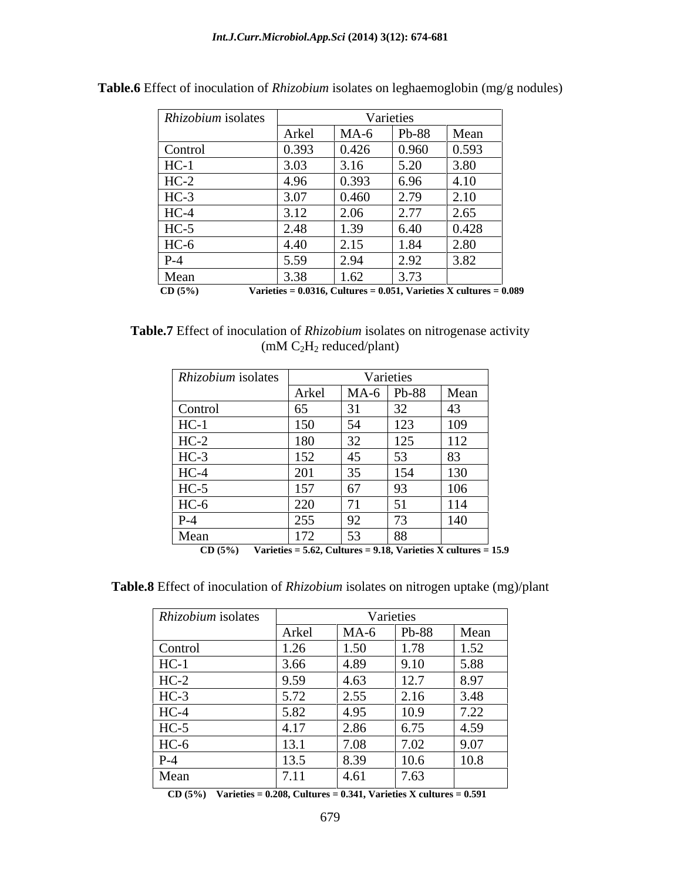**Table.6** Effect of inoculation of *Rhizobium* isolates on leghaemoglobin (mg/g nodules)

| *Rhizobium* isolates | Varieties | | | |
|---|---|---|---|---|
| | Arkel | MA-6 | Pb-88 | Mean |
| Control | 0.393 | 0.426 | 0.960 | 0.593 |
| HC-1 | 3.03 | 3.16 | 5.20 | 3.80 |
| HC-2 | 4.96 | 0.393 | 6.96 | 4.10 |
| HC-3 | 3.07 | 0.460 | 2.79 | 2.10 |
| HC-4 | 3.12 | 2.06 | 2.77 | 2.65 |
| HC-5 | 2.48 | 1.39 | 6.40 | 0.428 |
| HC-6 | 4.40 | 2.15 | 1.84 | 2.80 |
| P-4 | 5.59 | 2.94 | 2.92 | 3.82 |
| Mean | 3.38 | 1.62 | 3.73 | |

**CD (5%)** **Varieties = 0.0316, Cultures = 0.051, Varieties X cultures = 0.089**

**Table.7** Effect of inoculation of *Rhizobium* isolates on nitrogenase activity (mM $C_2H_2$ reduced/plant)

| *Rhizobium* isolates | Varieties | | | |
|---|---|---|---|---|
| | Arkel | MA-6 | Pb-88 | Mean |
| Control | 65 | 31 | 32 | 43 |
| HC-1 | 150 | 54 | 123 | 109 |
| HC-2 | 180 | 32 | 125 | 112 |
| HC-3 | 152 | 45 | 53 | 83 |
| HC-4 | 201 | 35 | 154 | 130 |
| HC-5 | 157 | 67 | 93 | 106 |
| HC-6 | 220 | 71 | 51 | 114 |
| P-4 | 255 | 92 | 73 | 140 |
| Mean | 172 | 53 | 88 | |

**CD (5%)** **Varieties = 5.62, Cultures = 9.18, Varieties X cultures = 15.9**

**Table.8** Effect of inoculation of *Rhizobium* isolates on nitrogen uptake (mg)/plant

| *Rhizobium* isolates | Varieties | | | |
|---|---|---|---|---|
| | Arkel | MA-6 | Pb-88 | Mean |
| Control | 1.26 | 1.50 | 1.78 | 1.52 |
| HC-1 | 3.66 | 4.89 | 9.10 | 5.88 |
| HC-2 | 9.59 | 4.63 | 12.7 | 8.97 |
| HC-3 | 5.72 | 2.55 | 2.16 | 3.48 |
| HC-4 | 5.82 | 4.95 | 10.9 | 7.22 |
| HC-5 | 4.17 | 2.86 | 6.75 | 4.59 |
| HC-6 | 13.1 | 7.08 | 7.02 | 9.07 |
| P-4 | 13.5 | 8.39 | 10.6 | 10.8 |
| Mean | 7.11 | 4.61 | 7.63 | |

**CD (5%)** **Varieties = 0.208, Cultures = 0.341, Varieties X cultures = 0.591**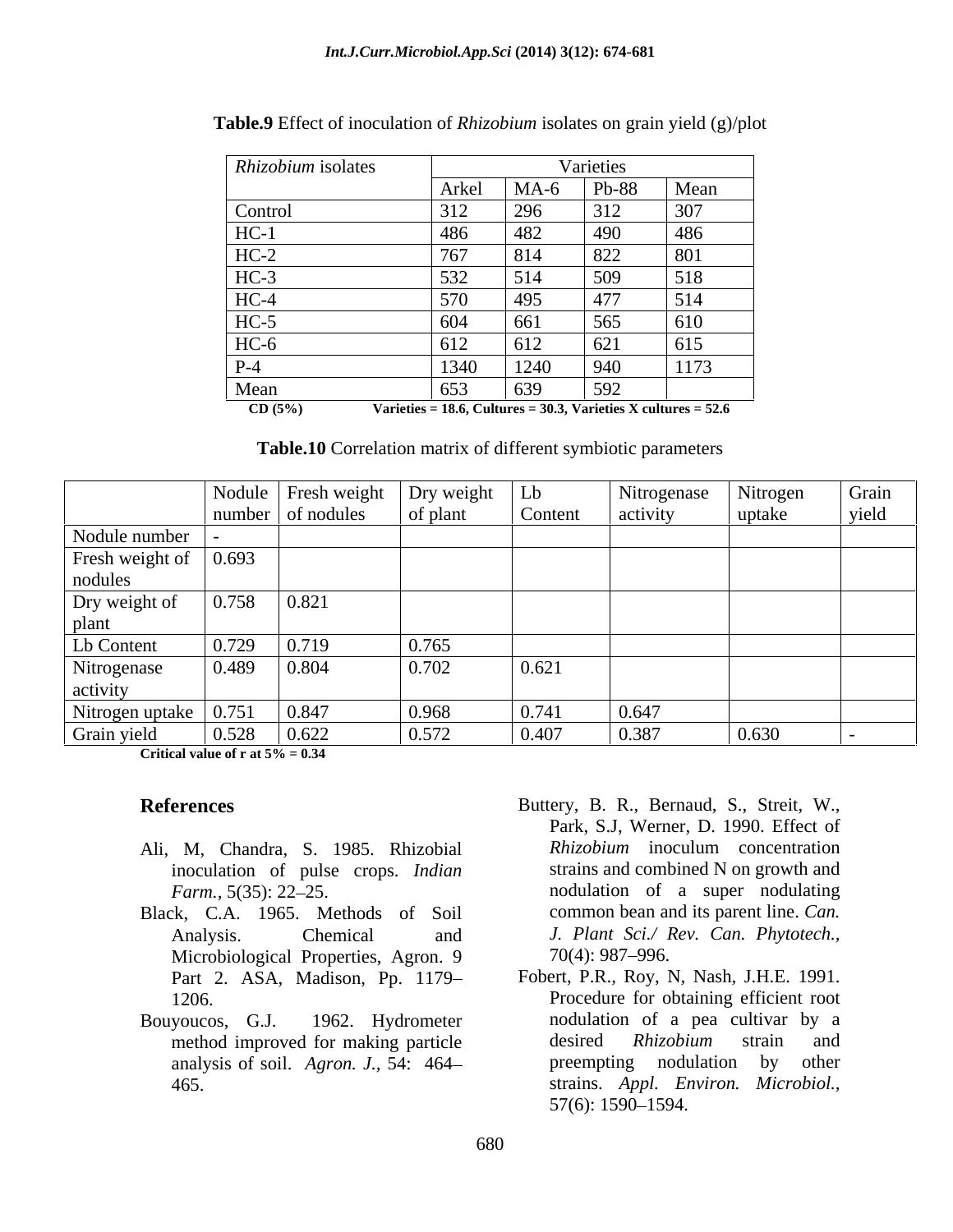**Table.9** Effect of inoculation of *Rhizobium* isolates on grain yield (g)/plot

| *Rhizobium* isolates | Varieties | | | |
|---|---|---|---|---|
| | Arkel | MA-6 | Pb-88 | Mean |
| Control | 312 | 296 | 312 | 307 |
| HC-1 | 486 | 482 | 490 | 486 |
| HC-2 | 767 | 814 | 822 | 801 |
| HC-3 | 532 | 514 | 509 | 518 |
| HC-4 | 570 | 495 | 477 | 514 |
| HC-5 | 604 | 661 | 565 | 610 |
| HC-6 | 612 | 612 | 621 | 615 |
| P-4 | 1340 | 1240 | 940 | 1173 |
| Mean | 653 | 639 | 592 | |

**CD (5%)** **Varieties = 18.6, Cultures = 30.3, Varieties X cultures = 52.6**

**Table.10** Correlation matrix of different symbiotic parameters

| | Nodule number | Fresh weight of nodules | Dry weight of plant | Lb Content | Nitrogenase activity | Nitrogen uptake | Grain yield |
|---|---|---|---|---|---|---|---|
| Nodule number | - | | | | | | |
| Fresh weight of nodules | 0.693 | | | | | | |
| Dry weight of plant | 0.758 | 0.821 | | | | | |
| Lb Content | 0.729 | 0.719 | 0.765 | | | | |
| Nitrogenase activity | 0.489 | 0.804 | 0.702 | 0.621 | | | |
| Nitrogen uptake | 0.751 | 0.847 | 0.968 | 0.741 | 0.647 | | |
| Grain yield | 0.528 | 0.622 | 0.572 | 0.407 | 0.387 | 0.630 | - |

**Critical value of r at 5% = 0.34**

## References

Ali, M, Chandra, S. 1985. Rhizobial inoculation of pulse crops. *Indian Farm.,* 5(35): 22–25.

Black, C.A. 1965. Methods of Soil Analysis. Chemical and Microbiological Properties, Agron. 9 Part 2. ASA, Madison, Pp. 1179–1206.

Bouyoucos, G.J. 1962. Hydrometer method improved for making particle analysis of soil. *Agron. J.,* 54: 464–465.

Buttery, B. R., Bernaud, S., Streit, W., Park, S.J, Werner, D. 1990. Effect of *Rhizobium* inoculum concentration strains and combined N on growth and nodulation of a super nodulating common bean and its parent line. *Can. J. Plant Sci./ Rev. Can. Phytotech.,* 70(4): 987–996.

Fobert, P.R., Roy, N, Nash, J.H.E. 1991. Procedure for obtaining efficient root nodulation of a pea cultivar by a desired *Rhizobium* strain and preempting nodulation by other strains. *Appl. Environ. Microbiol.,* 57(6): 1590–1594.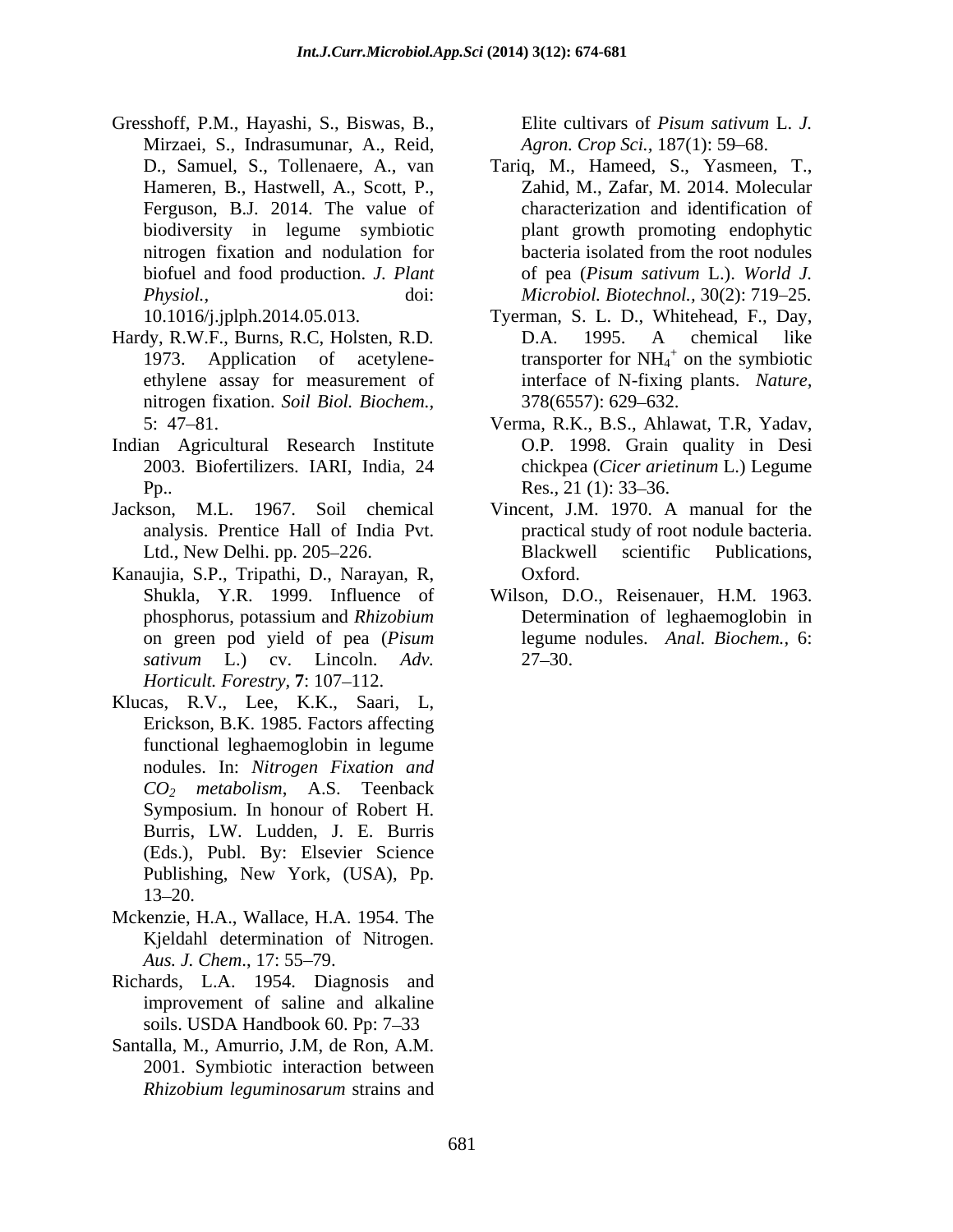Gresshoff, P.M., Hayashi, S., Biswas, B., Mirzaei, S., Indrasumunar, A., Reid, D., Samuel, S., Tollenaere, A., van Hameren, B., Hastwell, A., Scott, P., Ferguson, B.J. 2014. The value of biodiversity in legume symbiotic nitrogen fixation and nodulation for biofuel and food production. *J. Plant Physiol.,* doi: 10.1016/j.jplph.2014.05.013.

Hardy, R.W.F., Burns, R.C, Holsten, R.D. 1973. Application of acetylene-ethylene assay for measurement of nitrogen fixation. *Soil Biol. Biochem.,* 5: 47–81.

Indian Agricultural Research Institute 2003. Biofertilizers. IARI, India, 24 Pp..

Jackson, M.L. 1967. Soil chemical analysis. Prentice Hall of India Pvt. Ltd., New Delhi. pp. 205–226.

Kanaujia, S.P., Tripathi, D., Narayan, R, Shukla, Y.R. 1999. Influence of phosphorus, potassium and *Rhizobium* on green pod yield of pea (*Pisum sativum* L.) cv. Lincoln. *Adv. Horticult. Forestry,* **7**: 107–112.

Klucas, R.V., Lee, K.K., Saari, L, Erickson, B.K. 1985. Factors affecting functional leghaemoglobin in legume nodules. In: *Nitrogen Fixation and $CO_2$ metabolism*, A.S. Teenback Symposium. In honour of Robert H. Burris, LW. Ludden, J. E. Burris (Eds.), Publ. By: Elsevier Science Publishing, New York, (USA), Pp. 13–20.

Mckenzie, H.A., Wallace, H.A. 1954. The Kjeldahl determination of Nitrogen. *Aus. J. Chem*., 17: 55–79.

Richards, L.A. 1954. Diagnosis and improvement of saline and alkaline soils. USDA Handbook 60. Pp: 7–33

Santalla, M., Amurrio, J.M, de Ron, A.M. 2001. Symbiotic interaction between *Rhizobium leguminosarum* strains and Elite cultivars of *Pisum sativum* L. *J. Agron. Crop Sci.,* 187(1): 59–68.

Tariq, M., Hameed, S., Yasmeen, T., Zahid, M., Zafar, M. 2014. Molecular characterization and identification of plant growth promoting endophytic bacteria isolated from the root nodules of pea (*Pisum sativum* L.). *World J. Microbiol. Biotechnol.,* 30(2): 719–25.

Tyerman, S. L. D., Whitehead, F., Day, D.A. 1995. A chemical like transporter for $NH_4^+$ on the symbiotic interface of N-fixing plants. *Nature*, 378(6557): 629–632.

Verma, R.K., B.S., Ahlawat, T.R, Yadav, O.P. 1998. Grain quality in Desi chickpea (*Cicer arietinum* L.) Legume Res., 21 (1): 33–36.

Vincent, J.M. 1970. A manual for the practical study of root nodule bacteria. Blackwell scientific Publications, Oxford.

Wilson, D.O., Reisenauer, H.M. 1963. Determination of leghaemoglobin in legume nodules. *Anal. Biochem.,* 6: 27–30.